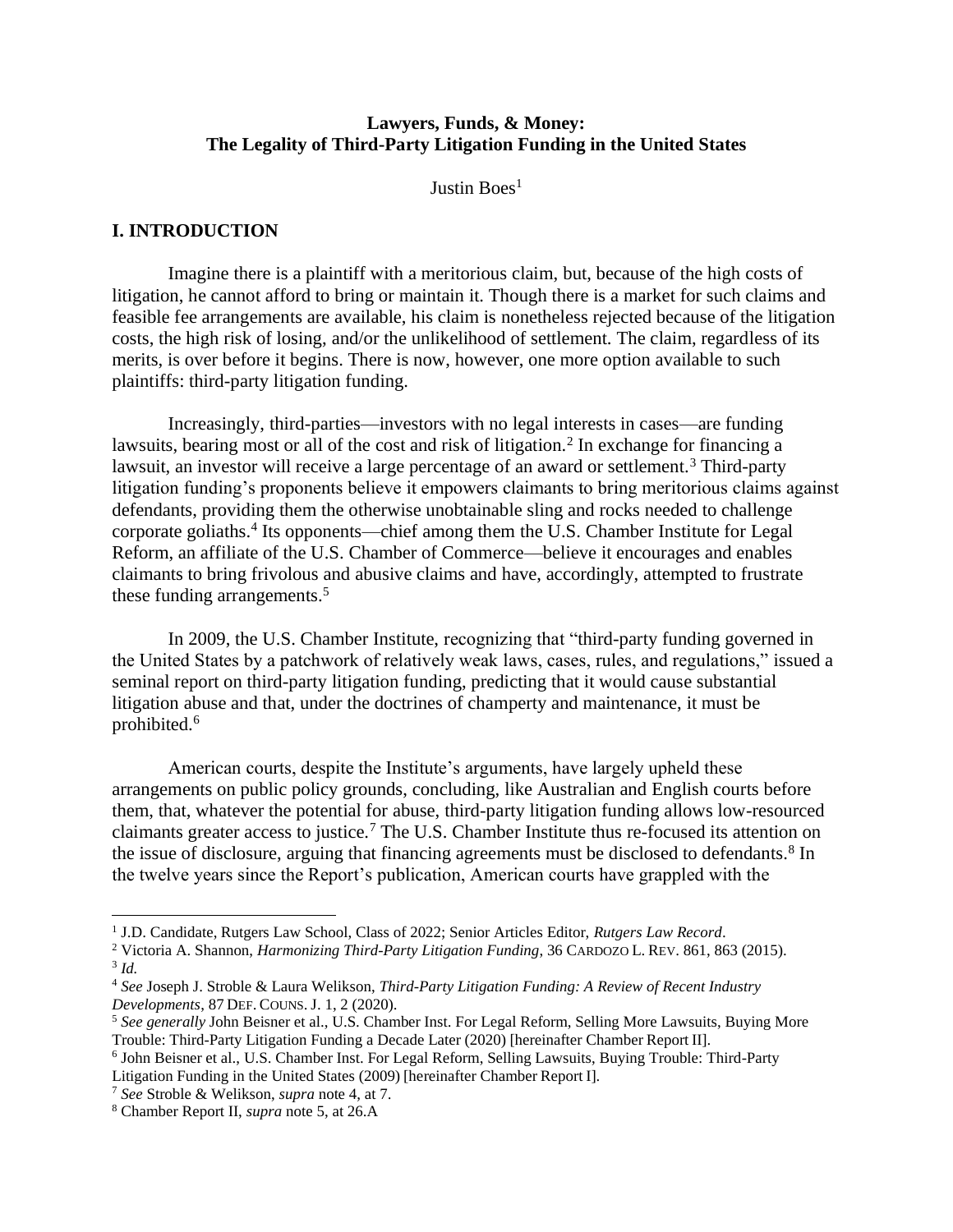**Lawyers, Funds, & Money:**
**The Legality of Third-Party Litigation Funding in the United States**

Justin Boes[1]

## I. INTRODUCTION

Imagine there is a plaintiff with a meritorious claim, but, because of the high costs of litigation, he cannot afford to bring or maintain it. Though there is a market for such claims and feasible fee arrangements are available, his claim is nonetheless rejected because of the litigation costs, the high risk of losing, and/or the unlikelihood of settlement. The claim, regardless of its merits, is over before it begins. There is now, however, one more option available to such plaintiffs: third-party litigation funding.

Increasingly, third-parties—investors with no legal interests in cases—are funding lawsuits, bearing most or all of the cost and risk of litigation.[2] In exchange for financing a lawsuit, an investor will receive a large percentage of an award or settlement.[3] Third-party litigation funding's proponents believe it empowers claimants to bring meritorious claims against defendants, providing them the otherwise unobtainable sling and rocks needed to challenge corporate goliaths.[4] Its opponents—chief among them the U.S. Chamber Institute for Legal Reform, an affiliate of the U.S. Chamber of Commerce—believe it encourages and enables claimants to bring frivolous and abusive claims and have, accordingly, attempted to frustrate these funding arrangements.[5]

In 2009, the U.S. Chamber Institute, recognizing that "third-party funding governed in the United States by a patchwork of relatively weak laws, cases, rules, and regulations," issued a seminal report on third-party litigation funding, predicting that it would cause substantial litigation abuse and that, under the doctrines of champerty and maintenance, it must be prohibited.[6]

American courts, despite the Institute's arguments, have largely upheld these arrangements on public policy grounds, concluding, like Australian and English courts before them, that, whatever the potential for abuse, third-party litigation funding allows low-resourced claimants greater access to justice.[7] The U.S. Chamber Institute thus re-focused its attention on the issue of disclosure, arguing that financing agreements must be disclosed to defendants.[8] In the twelve years since the Report's publication, American courts have grappled with the

---

[1] J.D. Candidate, Rutgers Law School, Class of 2022; Senior Articles Editor, *Rutgers Law Record*.

[2] Victoria A. Shannon, *Harmonizing Third-Party Litigation Funding*, 36 CARDOZO L. REV. 861, 863 (2015).

[3] *Id.*

[4] *See* Joseph J. Stroble & Laura Welikson, *Third-Party Litigation Funding: A Review of Recent Industry Developments*, 87 DEF. COUNS. J. 1, 2 (2020).

[5] *See generally* John Beisner et al., U.S. Chamber Inst. For Legal Reform, Selling More Lawsuits, Buying More Trouble: Third-Party Litigation Funding a Decade Later (2020) [hereinafter Chamber Report II].

[6] John Beisner et al., U.S. Chamber Inst. For Legal Reform, Selling Lawsuits, Buying Trouble: Third-Party Litigation Funding in the United States (2009) [hereinafter Chamber Report I].

[7] *See* Stroble & Welikson, *supra* note 4, at 7.

[8] Chamber Report II, *supra* note 5, at 26.A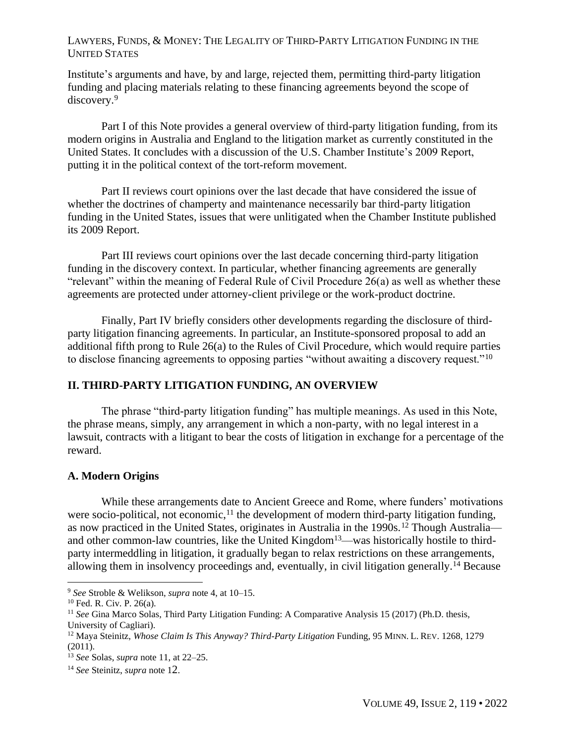Institute's arguments and have, by and large, rejected them, permitting third-party litigation funding and placing materials relating to these financing agreements beyond the scope of discovery.[9]

Part I of this Note provides a general overview of third-party litigation funding, from its modern origins in Australia and England to the litigation market as currently constituted in the United States. It concludes with a discussion of the U.S. Chamber Institute's 2009 Report, putting it in the political context of the tort-reform movement.

Part II reviews court opinions over the last decade that have considered the issue of whether the doctrines of champerty and maintenance necessarily bar third-party litigation funding in the United States, issues that were unlitigated when the Chamber Institute published its 2009 Report.

Part III reviews court opinions over the last decade concerning third-party litigation funding in the discovery context. In particular, whether financing agreements are generally "relevant" within the meaning of Federal Rule of Civil Procedure 26(a) as well as whether these agreements are protected under attorney-client privilege or the work-product doctrine.

Finally, Part IV briefly considers other developments regarding the disclosure of third-party litigation financing agreements. In particular, an Institute-sponsored proposal to add an additional fifth prong to Rule 26(a) to the Rules of Civil Procedure, which would require parties to disclose financing agreements to opposing parties "without awaiting a discovery request."[10]

## II. THIRD-PARTY LITIGATION FUNDING, AN OVERVIEW

The phrase "third-party litigation funding" has multiple meanings. As used in this Note, the phrase means, simply, any arrangement in which a non-party, with no legal interest in a lawsuit, contracts with a litigant to bear the costs of litigation in exchange for a percentage of the reward.

### A. Modern Origins

While these arrangements date to Ancient Greece and Rome, where funders' motivations were socio-political, not economic,[11] the development of modern third-party litigation funding, as now practiced in the United States, originates in Australia in the 1990s.[12] Though Australia—and other common-law countries, like the United Kingdom[13]—was historically hostile to third-party intermeddling in litigation, it gradually began to relax restrictions on these arrangements, allowing them in insolvency proceedings and, eventually, in civil litigation generally.[14] Because

---

[9] *See* Stroble & Welikson, *supra* note 4, at 10–15.

[10] Fed. R. Civ. P. 26(a).

[11] *See* Gina Marco Solas, Third Party Litigation Funding: A Comparative Analysis 15 (2017) (Ph.D. thesis, University of Cagliari).

[12] Maya Steinitz, *Whose Claim Is This Anyway? Third-Party Litigation* Funding, 95 MINN. L. REV. 1268, 1279 (2011).

[13] *See* Solas, *supra* note 11, at 22–25.

[14] *See* Steinitz, *supra* note 12.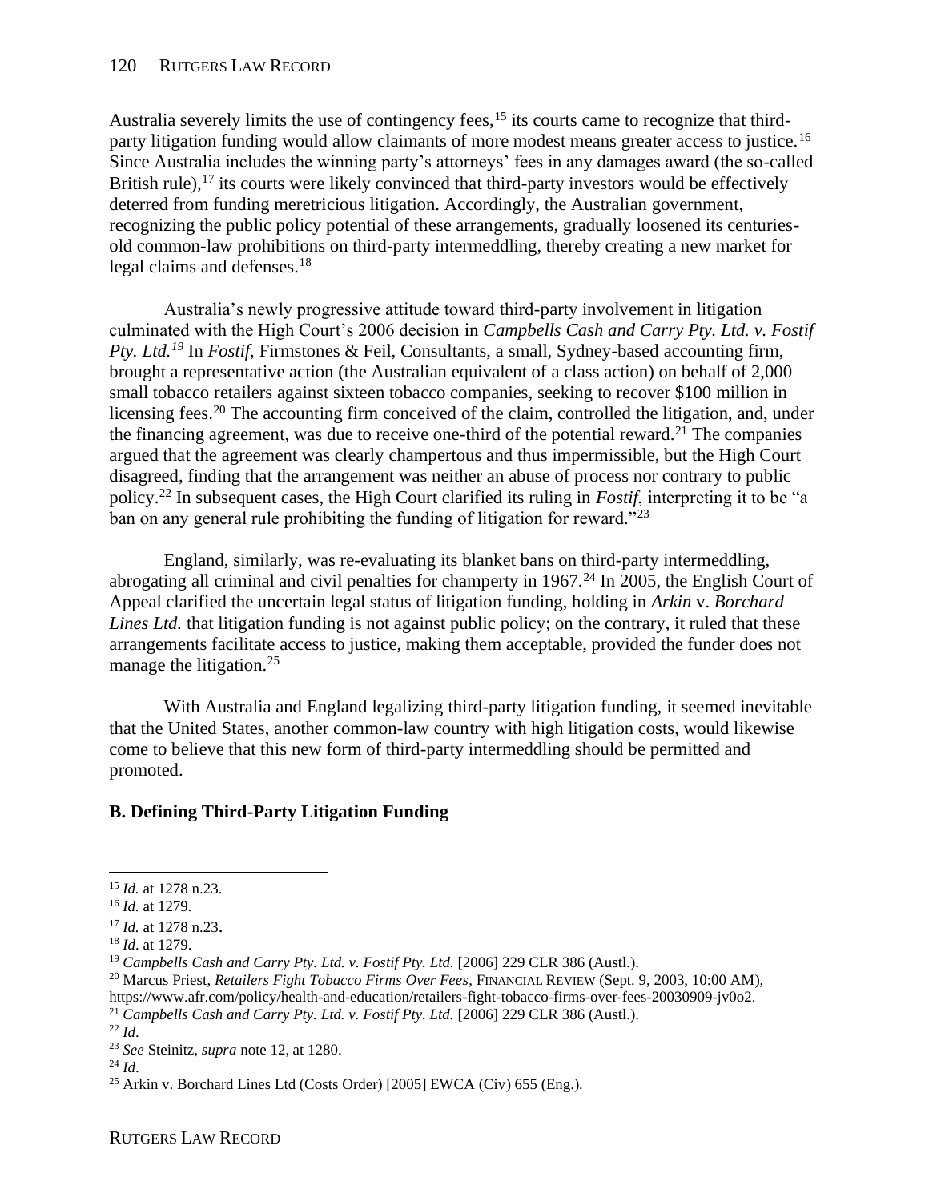Australia severely limits the use of contingency fees,[15] its courts came to recognize that third-party litigation funding would allow claimants of more modest means greater access to justice.[16] Since Australia includes the winning party's attorneys' fees in any damages award (the so-called British rule),[17] its courts were likely convinced that third-party investors would be effectively deterred from funding meretricious litigation. Accordingly, the Australian government, recognizing the public policy potential of these arrangements, gradually loosened its centuries-old common-law prohibitions on third-party intermeddling, thereby creating a new market for legal claims and defenses.[18]

Australia's newly progressive attitude toward third-party involvement in litigation culminated with the High Court's 2006 decision in *Campbells Cash and Carry Pty. Ltd. v. Fostif Pty. Ltd.*[19] In *Fostif*, Firmstones & Feil, Consultants, a small, Sydney-based accounting firm, brought a representative action (the Australian equivalent of a class action) on behalf of 2,000 small tobacco retailers against sixteen tobacco companies, seeking to recover $100 million in licensing fees.[20] The accounting firm conceived of the claim, controlled the litigation, and, under the financing agreement, was due to receive one-third of the potential reward.[21] The companies argued that the agreement was clearly champertous and thus impermissible, but the High Court disagreed, finding that the arrangement was neither an abuse of process nor contrary to public policy.[22] In subsequent cases, the High Court clarified its ruling in *Fostif*, interpreting it to be "a ban on any general rule prohibiting the funding of litigation for reward."[23]

England, similarly, was re-evaluating its blanket bans on third-party intermeddling, abrogating all criminal and civil penalties for champerty in 1967.[24] In 2005, the English Court of Appeal clarified the uncertain legal status of litigation funding, holding in *Arkin* v. *Borchard Lines Ltd.* that litigation funding is not against public policy; on the contrary, it ruled that these arrangements facilitate access to justice, making them acceptable, provided the funder does not manage the litigation.[25]

With Australia and England legalizing third-party litigation funding, it seemed inevitable that the United States, another common-law country with high litigation costs, would likewise come to believe that this new form of third-party intermeddling should be permitted and promoted.

**B. Defining Third-Party Litigation Funding**

---

[15] *Id.* at 1278 n.23.

[16] *Id.* at 1279.

[17] *Id.* at 1278 n.23.

[18] *Id*. at 1279.

[19] *Campbells Cash and Carry Pty. Ltd. v. Fostif Pty. Ltd.* [2006] 229 CLR 386 (Austl.).

[20] Marcus Priest, *Retailers Fight Tobacco Firms Over Fees*, FINANCIAL REVIEW (Sept. 9, 2003, 10:00 AM), https://www.afr.com/policy/health-and-education/retailers-fight-tobacco-firms-over-fees-20030909-jv0o2.

[21] *Campbells Cash and Carry Pty. Ltd. v. Fostif Pty. Ltd.* [2006] 229 CLR 386 (Austl.).

[22] *Id*.

[23] *See* Steinitz, *supra* note 12, at 1280.

[24] *Id*.

[25] Arkin v. Borchard Lines Ltd (Costs Order) [2005] EWCA (Civ) 655 (Eng.).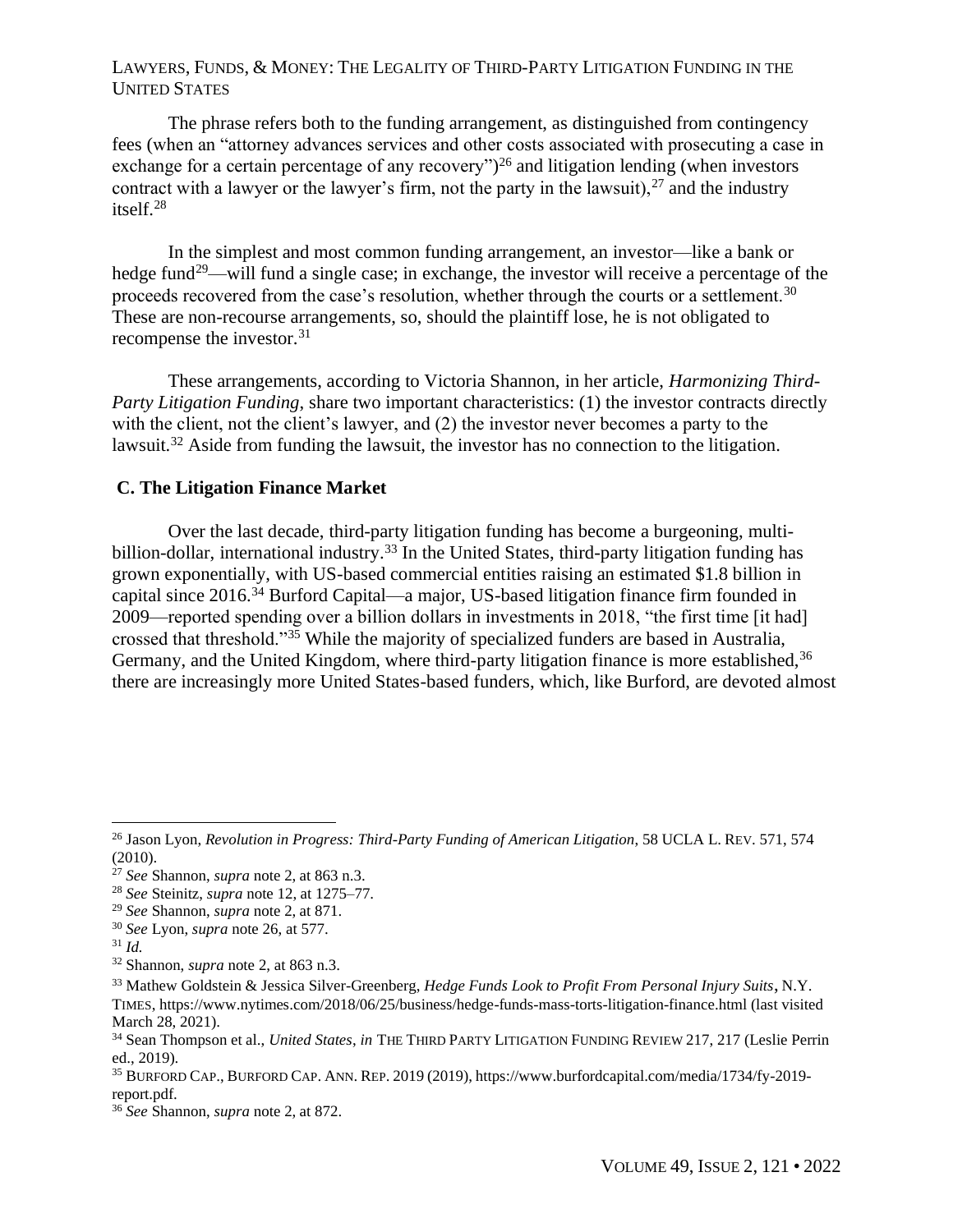The phrase refers both to the funding arrangement, as distinguished from contingency fees (when an "attorney advances services and other costs associated with prosecuting a case in exchange for a certain percentage of any recovery")[26] and litigation lending (when investors contract with a lawyer or the lawyer's firm, not the party in the lawsuit),[27] and the industry itself.[28]

In the simplest and most common funding arrangement, an investor—like a bank or hedge fund[29]—will fund a single case; in exchange, the investor will receive a percentage of the proceeds recovered from the case's resolution, whether through the courts or a settlement.[30] These are non-recourse arrangements, so, should the plaintiff lose, he is not obligated to recompense the investor.[31]

These arrangements, according to Victoria Shannon, in her article, *Harmonizing Third-Party Litigation Funding*, share two important characteristics: (1) the investor contracts directly with the client, not the client's lawyer, and (2) the investor never becomes a party to the lawsuit.[32] Aside from funding the lawsuit, the investor has no connection to the litigation.

### C. The Litigation Finance Market

Over the last decade, third-party litigation funding has become a burgeoning, multi-billion-dollar, international industry.[33] In the United States, third-party litigation funding has grown exponentially, with US-based commercial entities raising an estimated $1.8 billion in capital since 2016.[34] Burford Capital—a major, US-based litigation finance firm founded in 2009—reported spending over a billion dollars in investments in 2018, "the first time [it had] crossed that threshold."[35] While the majority of specialized funders are based in Australia, Germany, and the United Kingdom, where third-party litigation finance is more established,[36] there are increasingly more United States-based funders, which, like Burford, are devoted almost

---

[26] Jason Lyon, *Revolution in Progress: Third-Party Funding of American Litigation*, 58 UCLA L. REV. 571, 574 (2010).

[27] *See* Shannon, *supra* note 2, at 863 n.3.

[28] *See* Steinitz, *supra* note 12, at 1275–77.

[29] *See* Shannon, *supra* note 2, at 871.

[30] *See* Lyon, *supra* note 26, at 577.

[31] *Id.*

[32] Shannon, *supra* note 2, at 863 n.3.

[33] Mathew Goldstein & Jessica Silver-Greenberg, *Hedge Funds Look to Profit From Personal Injury Suits*, N.Y. TIMES, https://www.nytimes.com/2018/06/25/business/hedge-funds-mass-torts-litigation-finance.html (last visited March 28, 2021).

[34] Sean Thompson et al., *United States*, *in* THE THIRD PARTY LITIGATION FUNDING REVIEW 217, 217 (Leslie Perrin ed., 2019).

[35] BURFORD CAP., BURFORD CAP. ANN. REP. 2019 (2019), https://www.burfordcapital.com/media/1734/fy-2019-report.pdf.

[36] *See* Shannon, *supra* note 2, at 872.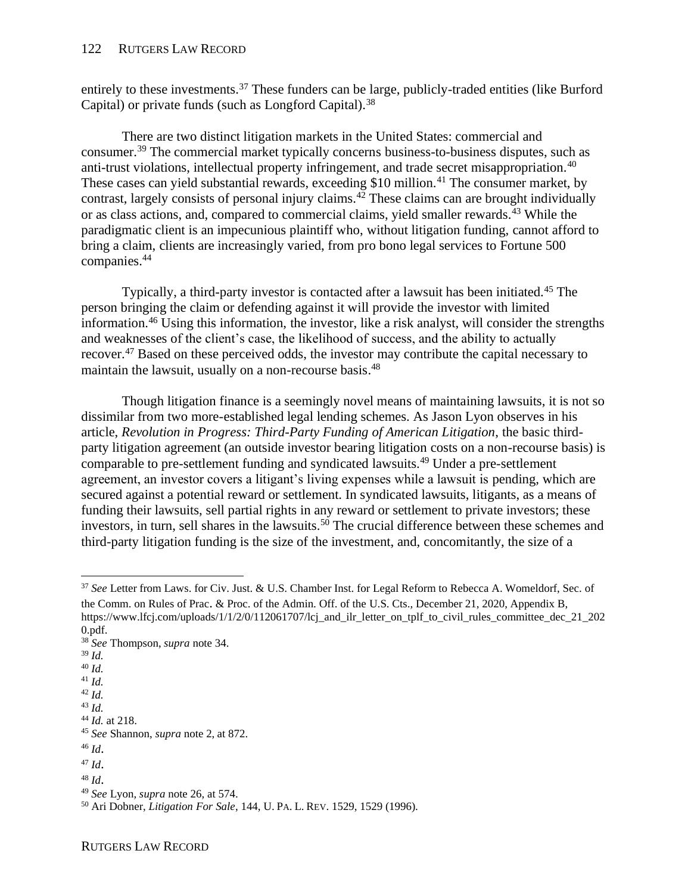entirely to these investments.[37] These funders can be large, publicly-traded entities (like Burford Capital) or private funds (such as Longford Capital).[38]

There are two distinct litigation markets in the United States: commercial and consumer.[39] The commercial market typically concerns business-to-business disputes, such as anti-trust violations, intellectual property infringement, and trade secret misappropriation.[40] These cases can yield substantial rewards, exceeding $10 million.[41] The consumer market, by contrast, largely consists of personal injury claims.[42] These claims can are brought individually or as class actions, and, compared to commercial claims, yield smaller rewards.[43] While the paradigmatic client is an impecunious plaintiff who, without litigation funding, cannot afford to bring a claim, clients are increasingly varied, from pro bono legal services to Fortune 500 companies.[44]

Typically, a third-party investor is contacted after a lawsuit has been initiated.[45] The person bringing the claim or defending against it will provide the investor with limited information.[46] Using this information, the investor, like a risk analyst, will consider the strengths and weaknesses of the client's case, the likelihood of success, and the ability to actually recover.[47] Based on these perceived odds, the investor may contribute the capital necessary to maintain the lawsuit, usually on a non-recourse basis.[48]

Though litigation finance is a seemingly novel means of maintaining lawsuits, it is not so dissimilar from two more-established legal lending schemes. As Jason Lyon observes in his article, *Revolution in Progress: Third-Party Funding of American Litigation*, the basic third-party litigation agreement (an outside investor bearing litigation costs on a non-recourse basis) is comparable to pre-settlement funding and syndicated lawsuits.[49] Under a pre-settlement agreement, an investor covers a litigant's living expenses while a lawsuit is pending, which are secured against a potential reward or settlement. In syndicated lawsuits, litigants, as a means of funding their lawsuits, sell partial rights in any reward or settlement to private investors; these investors, in turn, sell shares in the lawsuits.[50] The crucial difference between these schemes and third-party litigation funding is the size of the investment, and, concomitantly, the size of a

---

[37] *See* Letter from Laws. for Civ. Just. & U.S. Chamber Inst. for Legal Reform to Rebecca A. Womeldorf, Sec. of the Comm. on Rules of Prac. & Proc. of the Admin. Off. of the U.S. Cts., December 21, 2020, Appendix B, https://www.lfcj.com/uploads/1/1/2/0/112061707/lcj_and_ilr_letter_on_tplf_to_civil_rules_committee_dec_21_2020.pdf.

[38] *See* Thompson, *supra* note 34.

[39] *Id.*

[40] *Id.*

[41] *Id.*

[42] *Id.*

[43] *Id.*

[44] *Id.* at 218.

[45] *See* Shannon, *supra* note 2, at 872.

[46] *Id*.

[47] *Id*.

[48] *Id*.

[49] *See* Lyon, *supra* note 26, at 574.

[50] Ari Dobner, *Litigation For Sale*, 144, U. PA. L. REV. 1529, 1529 (1996).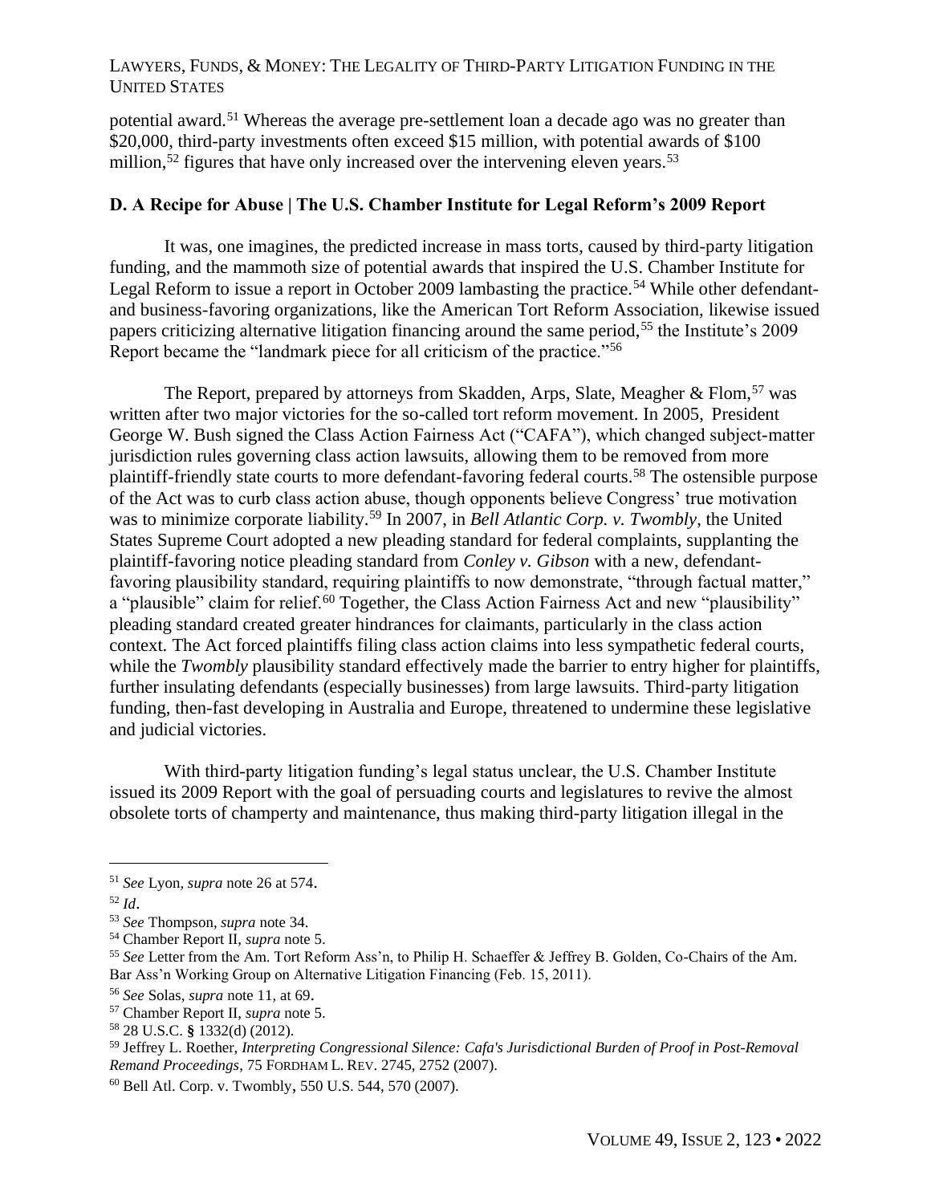potential award.[51] Whereas the average pre-settlement loan a decade ago was no greater than $20,000, third-party investments often exceed $15 million, with potential awards of $100 million,[52] figures that have only increased over the intervening eleven years.[53]

### D. A Recipe for Abuse | The U.S. Chamber Institute for Legal Reform's 2009 Report

It was, one imagines, the predicted increase in mass torts, caused by third-party litigation funding, and the mammoth size of potential awards that inspired the U.S. Chamber Institute for Legal Reform to issue a report in October 2009 lambasting the practice.[54] While other defendant- and business-favoring organizations, like the American Tort Reform Association, likewise issued papers criticizing alternative litigation financing around the same period,[55] the Institute's 2009 Report became the "landmark piece for all criticism of the practice."[56]

The Report, prepared by attorneys from Skadden, Arps, Slate, Meagher & Flom,[57] was written after two major victories for the so-called tort reform movement. In 2005, President George W. Bush signed the Class Action Fairness Act ("CAFA"), which changed subject-matter jurisdiction rules governing class action lawsuits, allowing them to be removed from more plaintiff-friendly state courts to more defendant-favoring federal courts.[58] The ostensible purpose of the Act was to curb class action abuse, though opponents believe Congress' true motivation was to minimize corporate liability.[59] In 2007, in *Bell Atlantic Corp. v. Twombly*, the United States Supreme Court adopted a new pleading standard for federal complaints, supplanting the plaintiff-favoring notice pleading standard from *Conley v. Gibson* with a new, defendant-favoring plausibility standard, requiring plaintiffs to now demonstrate, "through factual matter," a "plausible" claim for relief.[60] Together, the Class Action Fairness Act and new "plausibility" pleading standard created greater hindrances for claimants, particularly in the class action context. The Act forced plaintiffs filing class action claims into less sympathetic federal courts, while the *Twombly* plausibility standard effectively made the barrier to entry higher for plaintiffs, further insulating defendants (especially businesses) from large lawsuits. Third-party litigation funding, then-fast developing in Australia and Europe, threatened to undermine these legislative and judicial victories.

With third-party litigation funding's legal status unclear, the U.S. Chamber Institute issued its 2009 Report with the goal of persuading courts and legislatures to revive the almost obsolete torts of champerty and maintenance, thus making third-party litigation illegal in the

---

[51] *See* Lyon, *supra* note 26 at 574.

[52] *Id*.

[53] *See* Thompson, *supra* note 34.

[54] Chamber Report II, *supra* note 5.

[55] *See* Letter from the Am. Tort Reform Ass'n, to Philip H. Schaeffer & Jeffrey B. Golden, Co-Chairs of the Am. Bar Ass'n Working Group on Alternative Litigation Financing (Feb. 15, 2011).

[56] *See* Solas, *supra* note 11, at 69.

[57] Chamber Report II, *supra* note 5.

[58] 28 U.S.C. **§** 1332(d) (2012).

[59] Jeffrey L. Roether, *Interpreting Congressional Silence: Cafa's Jurisdictional Burden of Proof in Post-Removal Remand Proceedings*, 75 FORDHAM L. REV. 2745, 2752 (2007).

[60] Bell Atl. Corp. v. Twombly, 550 U.S. 544, 570 (2007).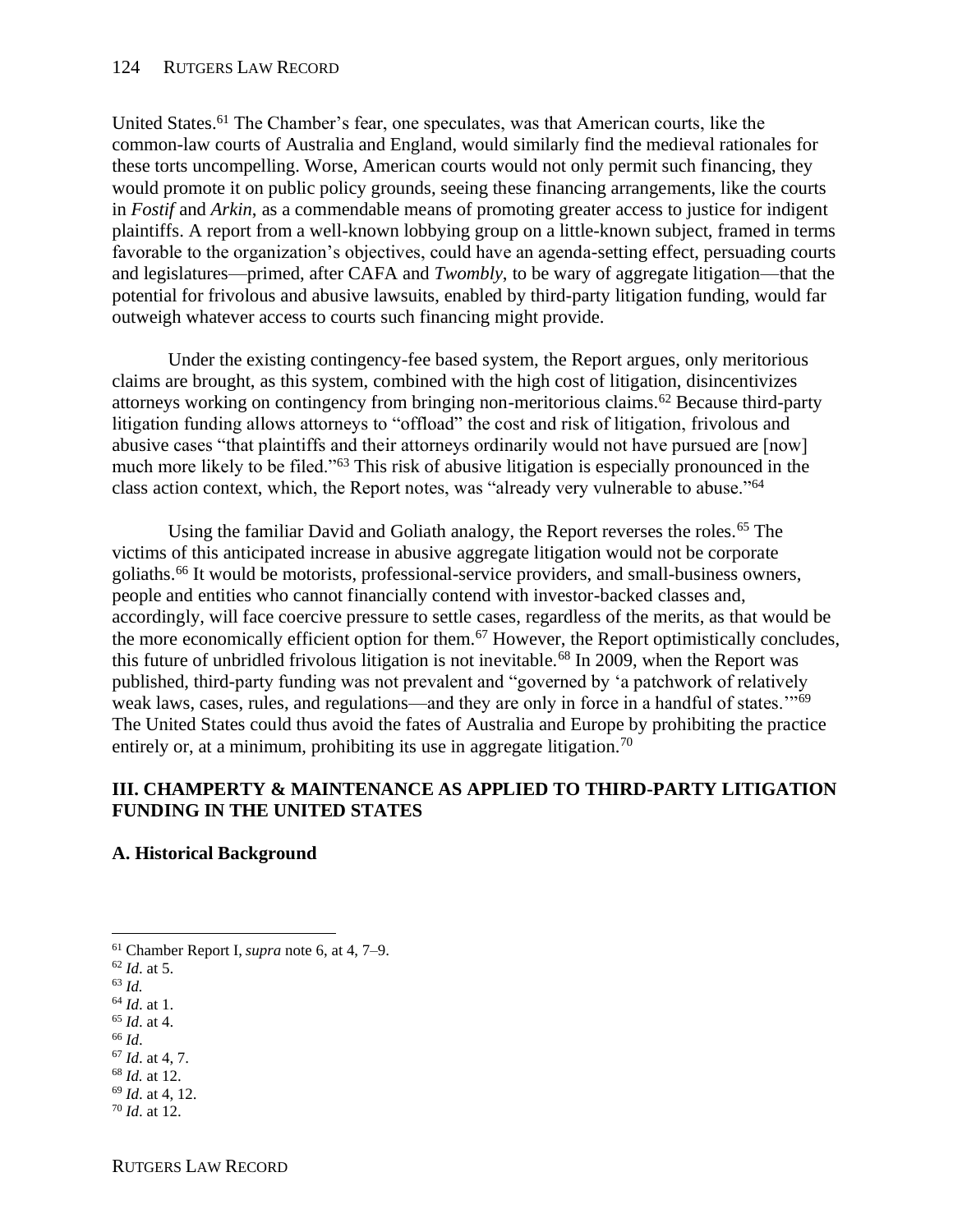United States.[61] The Chamber's fear, one speculates, was that American courts, like the common-law courts of Australia and England, would similarly find the medieval rationales for these torts uncompelling. Worse, American courts would not only permit such financing, they would promote it on public policy grounds, seeing these financing arrangements, like the courts in *Fostif* and *Arkin*, as a commendable means of promoting greater access to justice for indigent plaintiffs. A report from a well-known lobbying group on a little-known subject, framed in terms favorable to the organization's objectives, could have an agenda-setting effect, persuading courts and legislatures—primed, after CAFA and *Twombly*, to be wary of aggregate litigation—that the potential for frivolous and abusive lawsuits, enabled by third-party litigation funding, would far outweigh whatever access to courts such financing might provide.

Under the existing contingency-fee based system, the Report argues, only meritorious claims are brought, as this system, combined with the high cost of litigation, disincentivizes attorneys working on contingency from bringing non-meritorious claims.[62] Because third-party litigation funding allows attorneys to "offload" the cost and risk of litigation, frivolous and abusive cases "that plaintiffs and their attorneys ordinarily would not have pursued are [now] much more likely to be filed."[63] This risk of abusive litigation is especially pronounced in the class action context, which, the Report notes, was "already very vulnerable to abuse."[64]

Using the familiar David and Goliath analogy, the Report reverses the roles.[65] The victims of this anticipated increase in abusive aggregate litigation would not be corporate goliaths.[66] It would be motorists, professional-service providers, and small-business owners, people and entities who cannot financially contend with investor-backed classes and, accordingly, will face coercive pressure to settle cases, regardless of the merits, as that would be the more economically efficient option for them.[67] However, the Report optimistically concludes, this future of unbridled frivolous litigation is not inevitable.[68] In 2009, when the Report was published, third-party funding was not prevalent and "governed by 'a patchwork of relatively weak laws, cases, rules, and regulations—and they are only in force in a handful of states.'"[69] The United States could thus avoid the fates of Australia and Europe by prohibiting the practice entirely or, at a minimum, prohibiting its use in aggregate litigation.[70]

## III. CHAMPERTY & MAINTENANCE AS APPLIED TO THIRD-PARTY LITIGATION FUNDING IN THE UNITED STATES

### A. Historical Background

---

[61] Chamber Report I, *supra* note 6, at 4, 7–9.
[62] *Id.* at 5.
[63] *Id.*
[64] *Id.* at 1.
[65] *Id.* at 4.
[66] *Id.*
[67] *Id.* at 4, 7.
[68] *Id.* at 12.
[69] *Id.* at 4, 12.
[70] *Id.* at 12.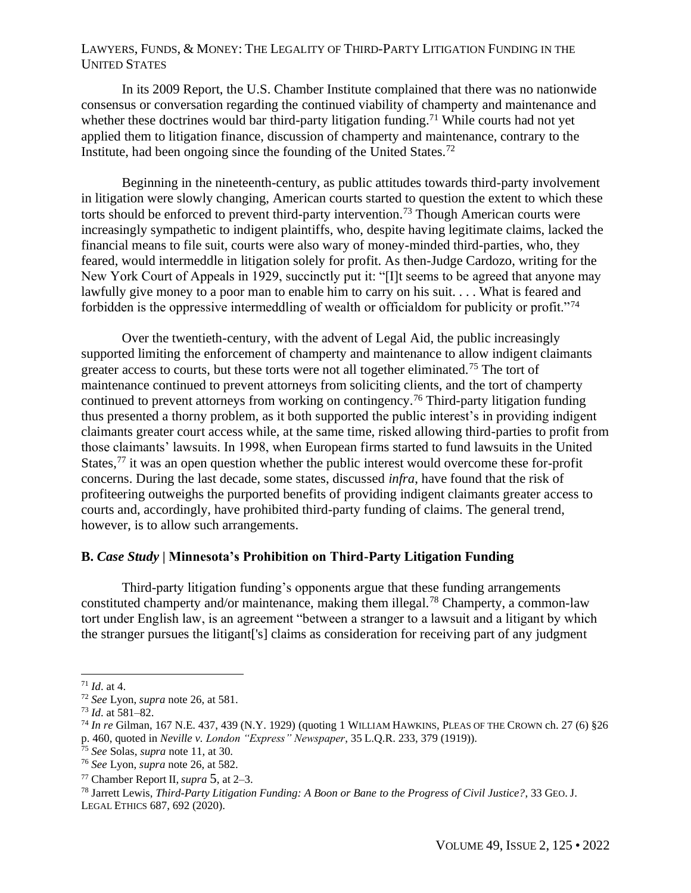In its 2009 Report, the U.S. Chamber Institute complained that there was no nationwide consensus or conversation regarding the continued viability of champerty and maintenance and whether these doctrines would bar third-party litigation funding.[71] While courts had not yet applied them to litigation finance, discussion of champerty and maintenance, contrary to the Institute, had been ongoing since the founding of the United States.[72]

Beginning in the nineteenth-century, as public attitudes towards third-party involvement in litigation were slowly changing, American courts started to question the extent to which these torts should be enforced to prevent third-party intervention.[73] Though American courts were increasingly sympathetic to indigent plaintiffs, who, despite having legitimate claims, lacked the financial means to file suit, courts were also wary of money-minded third-parties, who, they feared, would intermeddle in litigation solely for profit. As then-Judge Cardozo, writing for the New York Court of Appeals in 1929, succinctly put it: "[I]t seems to be agreed that anyone may lawfully give money to a poor man to enable him to carry on his suit. . . . What is feared and forbidden is the oppressive intermeddling of wealth or officialdom for publicity or profit."[74]

Over the twentieth-century, with the advent of Legal Aid, the public increasingly supported limiting the enforcement of champerty and maintenance to allow indigent claimants greater access to courts, but these torts were not all together eliminated.[75] The tort of maintenance continued to prevent attorneys from soliciting clients, and the tort of champerty continued to prevent attorneys from working on contingency.[76] Third-party litigation funding thus presented a thorny problem, as it both supported the public interest's in providing indigent claimants greater court access while, at the same time, risked allowing third-parties to profit from those claimants' lawsuits. In 1998, when European firms started to fund lawsuits in the United States,[77] it was an open question whether the public interest would overcome these for-profit concerns. During the last decade, some states, discussed *infra*, have found that the risk of profiteering outweighs the purported benefits of providing indigent claimants greater access to courts and, accordingly, have prohibited third-party funding of claims. The general trend, however, is to allow such arrangements.

### B. *Case Study* | Minnesota's Prohibition on Third-Party Litigation Funding

Third-party litigation funding's opponents argue that these funding arrangements constituted champerty and/or maintenance, making them illegal.[78] Champerty, a common-law tort under English law, is an agreement "between a stranger to a lawsuit and a litigant by which the stranger pursues the litigant['s] claims as consideration for receiving part of any judgment

---

[71] *Id*. at 4.

[72] *See* Lyon, *supra* note 26, at 581.

[73] *Id*. at 581–82.

[74] *In re* Gilman, 167 N.E. 437, 439 (N.Y. 1929) (quoting 1 WILLIAM HAWKINS, PLEAS OF THE CROWN ch. 27 (6) §26 p. 460, quoted in *Neville v. London "Express" Newspaper*, 35 L.Q.R. 233, 379 (1919)).

[75] *See* Solas, *supra* note 11, at 30.

[76] *See* Lyon, *supra* note 26, at 582.

[77] Chamber Report II, *supra* 5, at 2–3.

[78] Jarrett Lewis, *Third-Party Litigation Funding: A Boon or Bane to the Progress of Civil Justice?*, 33 GEO. J. LEGAL ETHICS 687, 692 (2020).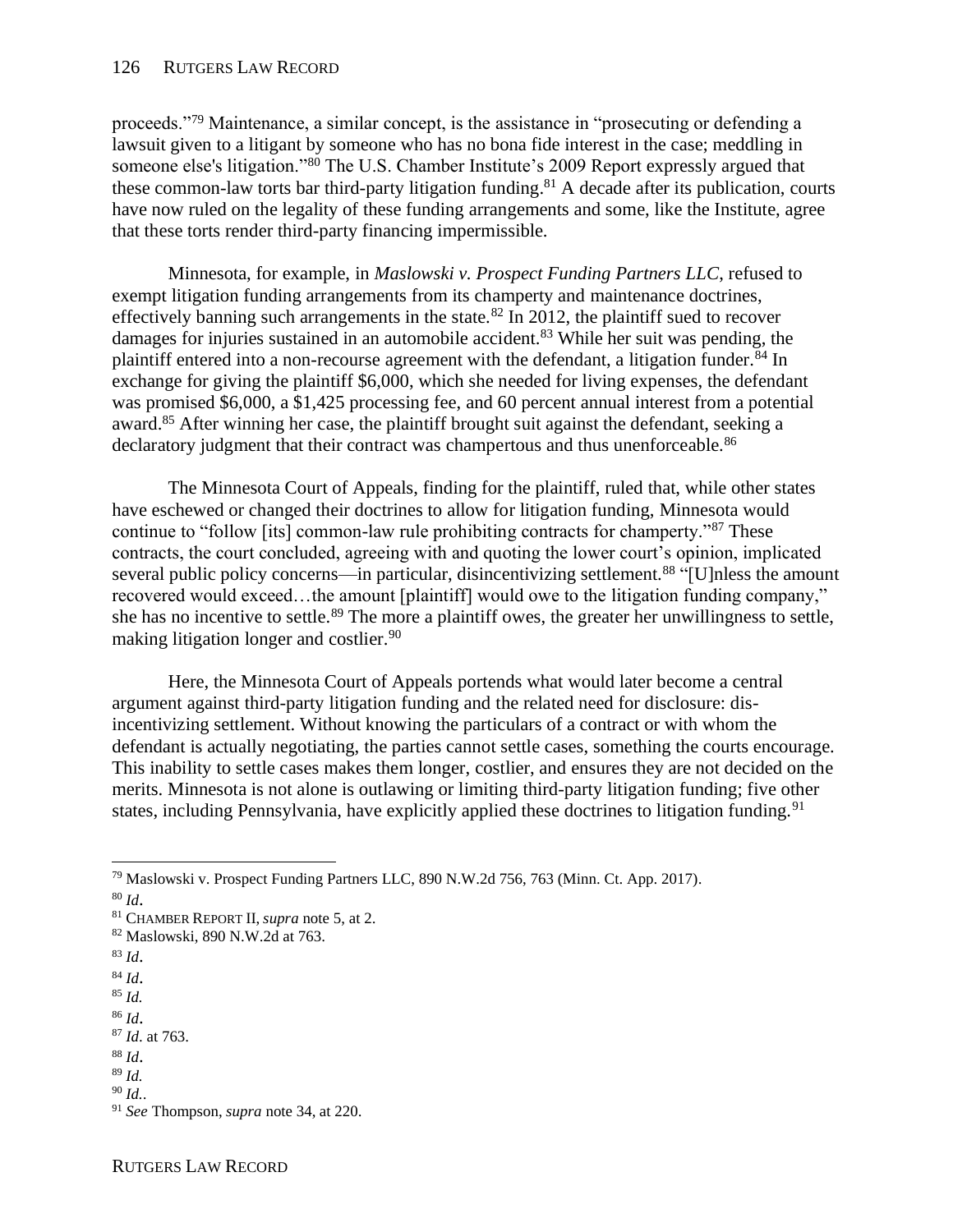proceeds."[79] Maintenance, a similar concept, is the assistance in "prosecuting or defending a lawsuit given to a litigant by someone who has no bona fide interest in the case; meddling in someone else's litigation."[80] The U.S. Chamber Institute's 2009 Report expressly argued that these common-law torts bar third-party litigation funding.[81] A decade after its publication, courts have now ruled on the legality of these funding arrangements and some, like the Institute, agree that these torts render third-party financing impermissible.

Minnesota, for example, in *Maslowski v. Prospect Funding Partners LLC*, refused to exempt litigation funding arrangements from its champerty and maintenance doctrines, effectively banning such arrangements in the state.[82] In 2012, the plaintiff sued to recover damages for injuries sustained in an automobile accident.[83] While her suit was pending, the plaintiff entered into a non-recourse agreement with the defendant, a litigation funder.[84] In exchange for giving the plaintiff $6,000, which she needed for living expenses, the defendant was promised $6,000, a $1,425 processing fee, and 60 percent annual interest from a potential award.[85] After winning her case, the plaintiff brought suit against the defendant, seeking a declaratory judgment that their contract was champertous and thus unenforceable.[86]

The Minnesota Court of Appeals, finding for the plaintiff, ruled that, while other states have eschewed or changed their doctrines to allow for litigation funding, Minnesota would continue to "follow [its] common-law rule prohibiting contracts for champerty."[87] These contracts, the court concluded, agreeing with and quoting the lower court's opinion, implicated several public policy concerns—in particular, disincentivizing settlement.[88] "[U]nless the amount recovered would exceed…the amount [plaintiff] would owe to the litigation funding company," she has no incentive to settle.[89] The more a plaintiff owes, the greater her unwillingness to settle, making litigation longer and costlier.[90]

Here, the Minnesota Court of Appeals portends what would later become a central argument against third-party litigation funding and the related need for disclosure: dis-incentivizing settlement. Without knowing the particulars of a contract or with whom the defendant is actually negotiating, the parties cannot settle cases, something the courts encourage. This inability to settle cases makes them longer, costlier, and ensures they are not decided on the merits. Minnesota is not alone is outlawing or limiting third-party litigation funding; five other states, including Pennsylvania, have explicitly applied these doctrines to litigation funding.[91]

---

[79] Maslowski v. Prospect Funding Partners LLC, 890 N.W.2d 756, 763 (Minn. Ct. App. 2017).
[80] *Id*.
[81] CHAMBER REPORT II, *supra* note 5, at 2.
[82] Maslowski, 890 N.W.2d at 763.
[83] *Id*.
[84] *Id*.
[85] *Id.*
[86] *Id*.
[87] *Id*. at 763.
[88] *Id*.
[89] *Id.*
[90] *Id.*.
[91] *See* Thompson, *supra* note 34, at 220.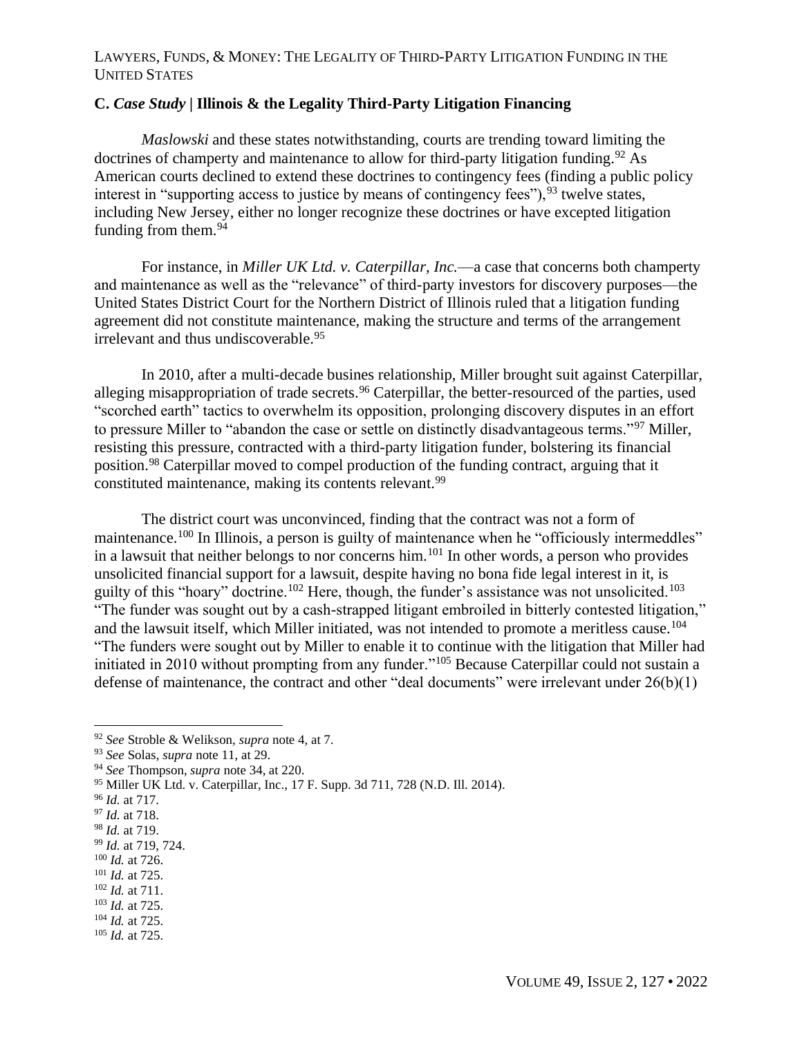### C. *Case Study* | Illinois & the Legality Third-Party Litigation Financing

*Maslowski* and these states notwithstanding, courts are trending toward limiting the doctrines of champerty and maintenance to allow for third-party litigation funding.[92] As American courts declined to extend these doctrines to contingency fees (finding a public policy interest in "supporting access to justice by means of contingency fees"),[93] twelve states, including New Jersey, either no longer recognize these doctrines or have excepted litigation funding from them.[94]

For instance, in *Miller UK Ltd. v. Caterpillar, Inc.*—a case that concerns both champerty and maintenance as well as the "relevance" of third-party investors for discovery purposes—the United States District Court for the Northern District of Illinois ruled that a litigation funding agreement did not constitute maintenance, making the structure and terms of the arrangement irrelevant and thus undiscoverable.[95]

In 2010, after a multi-decade busines relationship, Miller brought suit against Caterpillar, alleging misappropriation of trade secrets.[96] Caterpillar, the better-resourced of the parties, used "scorched earth" tactics to overwhelm its opposition, prolonging discovery disputes in an effort to pressure Miller to "abandon the case or settle on distinctly disadvantageous terms."[97] Miller, resisting this pressure, contracted with a third-party litigation funder, bolstering its financial position.[98] Caterpillar moved to compel production of the funding contract, arguing that it constituted maintenance, making its contents relevant.[99]

The district court was unconvinced, finding that the contract was not a form of maintenance.[100] In Illinois, a person is guilty of maintenance when he "officiously intermeddles" in a lawsuit that neither belongs to nor concerns him.[101] In other words, a person who provides unsolicited financial support for a lawsuit, despite having no bona fide legal interest in it, is guilty of this "hoary" doctrine.[102] Here, though, the funder's assistance was not unsolicited.[103] "The funder was sought out by a cash-strapped litigant embroiled in bitterly contested litigation," and the lawsuit itself, which Miller initiated, was not intended to promote a meritless cause.[104] "The funders were sought out by Miller to enable it to continue with the litigation that Miller had initiated in 2010 without prompting from any funder."[105] Because Caterpillar could not sustain a defense of maintenance, the contract and other "deal documents" were irrelevant under 26(b)(1)

---

[92] *See* Stroble & Welikson, *supra* note 4, at 7.

[93] *See* Solas, *supra* note 11, at 29.

[94] *See* Thompson, *supra* note 34, at 220.

[95] Miller UK Ltd. v. Caterpillar, Inc., 17 F. Supp. 3d 711, 728 (N.D. Ill. 2014).

[96] *Id.* at 717.

[97] *Id.* at 718.

[98] *Id.* at 719.

[99] *Id.* at 719, 724.

[100] *Id.* at 726.

[101] *Id.* at 725.

[102] *Id.* at 711.

[103] *Id.* at 725.

[104] *Id.* at 725.

[105] *Id.* at 725.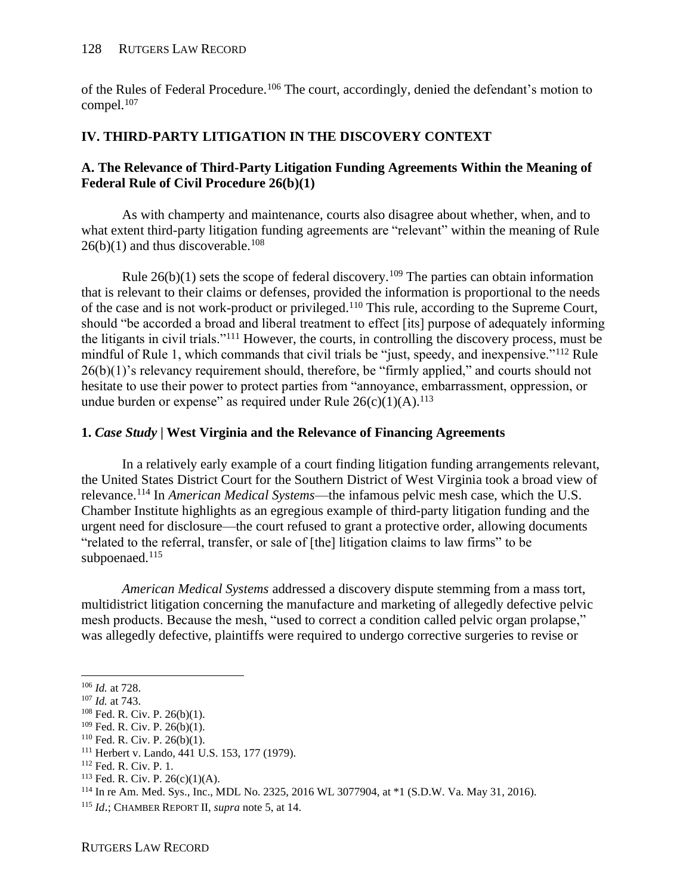of the Rules of Federal Procedure.[106] The court, accordingly, denied the defendant's motion to compel.[107]

## IV. THIRD-PARTY LITIGATION IN THE DISCOVERY CONTEXT

### A. The Relevance of Third-Party Litigation Funding Agreements Within the Meaning of Federal Rule of Civil Procedure 26(b)(1)

As with champerty and maintenance, courts also disagree about whether, when, and to what extent third-party litigation funding agreements are "relevant" within the meaning of Rule 26(b)(1) and thus discoverable.[108]

Rule 26(b)(1) sets the scope of federal discovery.[109] The parties can obtain information that is relevant to their claims or defenses, provided the information is proportional to the needs of the case and is not work-product or privileged.[110] This rule, according to the Supreme Court, should "be accorded a broad and liberal treatment to effect [its] purpose of adequately informing the litigants in civil trials."[111] However, the courts, in controlling the discovery process, must be mindful of Rule 1, which commands that civil trials be "just, speedy, and inexpensive."[112] Rule 26(b)(1)'s relevancy requirement should, therefore, be "firmly applied," and courts should not hesitate to use their power to protect parties from "annoyance, embarrassment, oppression, or undue burden or expense" as required under Rule 26(c)(1)(A).[113]

#### 1. *Case Study* | West Virginia and the Relevance of Financing Agreements

In a relatively early example of a court finding litigation funding arrangements relevant, the United States District Court for the Southern District of West Virginia took a broad view of relevance.[114] In *American Medical Systems*—the infamous pelvic mesh case, which the U.S. Chamber Institute highlights as an egregious example of third-party litigation funding and the urgent need for disclosure—the court refused to grant a protective order, allowing documents "related to the referral, transfer, or sale of [the] litigation claims to law firms" to be subpoenaed.[115]

*American Medical Systems* addressed a discovery dispute stemming from a mass tort, multidistrict litigation concerning the manufacture and marketing of allegedly defective pelvic mesh products. Because the mesh, "used to correct a condition called pelvic organ prolapse," was allegedly defective, plaintiffs were required to undergo corrective surgeries to revise or

---

[106] *Id.* at 728.
[107] *Id.* at 743.
[108] Fed. R. Civ. P. 26(b)(1).
[109] Fed. R. Civ. P. 26(b)(1).
[110] Fed. R. Civ. P. 26(b)(1).
[111] Herbert v. Lando, 441 U.S. 153, 177 (1979).
[112] Fed. R. Civ. P. 1.
[113] Fed. R. Civ. P. 26(c)(1)(A).
[114] In re Am. Med. Sys., Inc., MDL No. 2325, 2016 WL 3077904, at *1 (S.D.W. Va. May 31, 2016).
[115] *Id*.; CHAMBER REPORT II, *supra* note 5, at 14.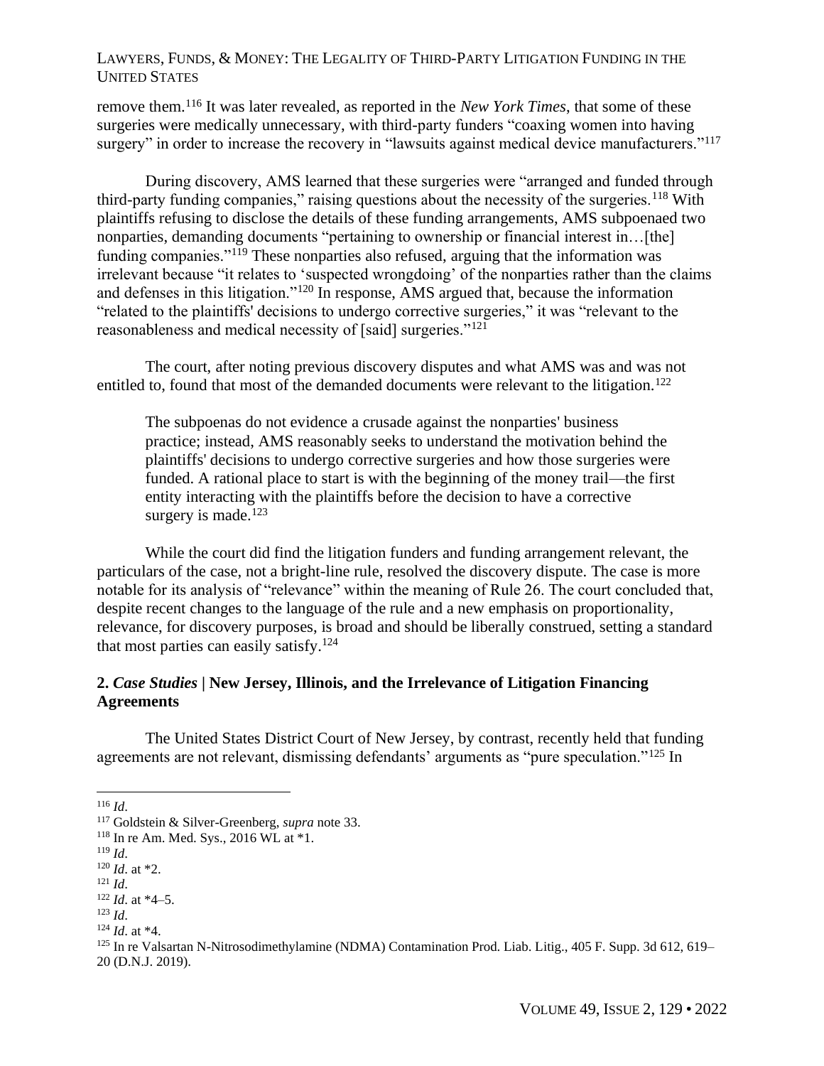remove them.[116] It was later revealed, as reported in the *New York Times*, that some of these surgeries were medically unnecessary, with third-party funders "coaxing women into having surgery" in order to increase the recovery in "lawsuits against medical device manufacturers."[117]

During discovery, AMS learned that these surgeries were "arranged and funded through third-party funding companies," raising questions about the necessity of the surgeries.[118] With plaintiffs refusing to disclose the details of these funding arrangements, AMS subpoenaed two nonparties, demanding documents "pertaining to ownership or financial interest in…[the] funding companies."[119] These nonparties also refused, arguing that the information was irrelevant because "it relates to 'suspected wrongdoing' of the nonparties rather than the claims and defenses in this litigation."[120] In response, AMS argued that, because the information "related to the plaintiffs' decisions to undergo corrective surgeries," it was "relevant to the reasonableness and medical necessity of [said] surgeries."[121]

The court, after noting previous discovery disputes and what AMS was and was not entitled to, found that most of the demanded documents were relevant to the litigation.[122]

> The subpoenas do not evidence a crusade against the nonparties' business practice; instead, AMS reasonably seeks to understand the motivation behind the plaintiffs' decisions to undergo corrective surgeries and how those surgeries were funded. A rational place to start is with the beginning of the money trail—the first entity interacting with the plaintiffs before the decision to have a corrective surgery is made.[123]

While the court did find the litigation funders and funding arrangement relevant, the particulars of the case, not a bright-line rule, resolved the discovery dispute. The case is more notable for its analysis of "relevance" within the meaning of Rule 26. The court concluded that, despite recent changes to the language of the rule and a new emphasis on proportionality, relevance, for discovery purposes, is broad and should be liberally construed, setting a standard that most parties can easily satisfy.[124]

### 2. *Case Studies* | New Jersey, Illinois, and the Irrelevance of Litigation Financing Agreements

The United States District Court of New Jersey, by contrast, recently held that funding agreements are not relevant, dismissing defendants' arguments as "pure speculation."[125] In

---

[116] *Id*.
[117] Goldstein & Silver-Greenberg, *supra* note 33.
[118] In re Am. Med. Sys., 2016 WL at *1.
[119] *Id*.
[120] *Id*. at *2.
[121] *Id*.
[122] *Id*. at *4–5.
[123] *Id*.
[124] *Id*. at *4.
[125] In re Valsartan N-Nitrosodimethylamine (NDMA) Contamination Prod. Liab. Litig., 405 F. Supp. 3d 612, 619–20 (D.N.J. 2019).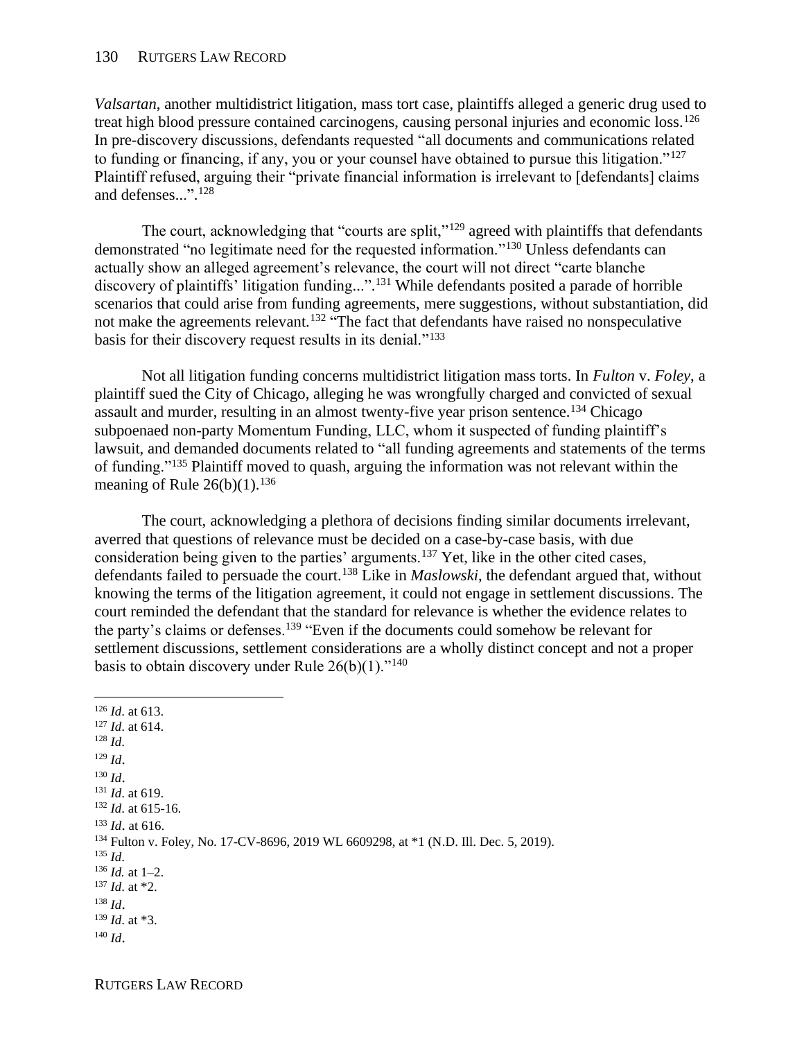*Valsartan*, another multidistrict litigation, mass tort case, plaintiffs alleged a generic drug used to treat high blood pressure contained carcinogens, causing personal injuries and economic loss.[126] In pre-discovery discussions, defendants requested "all documents and communications related to funding or financing, if any, you or your counsel have obtained to pursue this litigation."[127] Plaintiff refused, arguing their "private financial information is irrelevant to [defendants] claims and defenses...".[128]

The court, acknowledging that "courts are split,"[129] agreed with plaintiffs that defendants demonstrated "no legitimate need for the requested information."[130] Unless defendants can actually show an alleged agreement's relevance, the court will not direct "carte blanche discovery of plaintiffs' litigation funding...".[131] While defendants posited a parade of horrible scenarios that could arise from funding agreements, mere suggestions, without substantiation, did not make the agreements relevant.[132] "The fact that defendants have raised no nonspeculative basis for their discovery request results in its denial."[133]

Not all litigation funding concerns multidistrict litigation mass torts. In *Fulton* v. *Foley*, a plaintiff sued the City of Chicago, alleging he was wrongfully charged and convicted of sexual assault and murder, resulting in an almost twenty-five year prison sentence.[134] Chicago subpoenaed non-party Momentum Funding, LLC, whom it suspected of funding plaintiff's lawsuit, and demanded documents related to "all funding agreements and statements of the terms of funding."[135] Plaintiff moved to quash, arguing the information was not relevant within the meaning of Rule 26(b)(1).[136]

The court, acknowledging a plethora of decisions finding similar documents irrelevant, averred that questions of relevance must be decided on a case-by-case basis, with due consideration being given to the parties' arguments.[137] Yet, like in the other cited cases, defendants failed to persuade the court.[138] Like in *Maslowski*, the defendant argued that, without knowing the terms of the litigation agreement, it could not engage in settlement discussions. The court reminded the defendant that the standard for relevance is whether the evidence relates to the party's claims or defenses.[139] "Even if the documents could somehow be relevant for settlement discussions, settlement considerations are a wholly distinct concept and not a proper basis to obtain discovery under Rule 26(b)(1)."[140]

---

[126] *Id*. at 613.
[127] *Id*. at 614.
[128] *Id*.
[129] *Id*.
[130] *Id*.
[131] *Id*. at 619.
[132] *Id*. at 615-16.
[133] *Id*. at 616.
[134] Fulton v. Foley, No. 17-CV-8696, 2019 WL 6609298, at *1 (N.D. Ill. Dec. 5, 2019).
[135] *Id*.
[136] *Id.* at 1–2.
[137] *Id*. at *2.
[138] *Id*.
[139] *Id*. at *3.
[140] *Id*.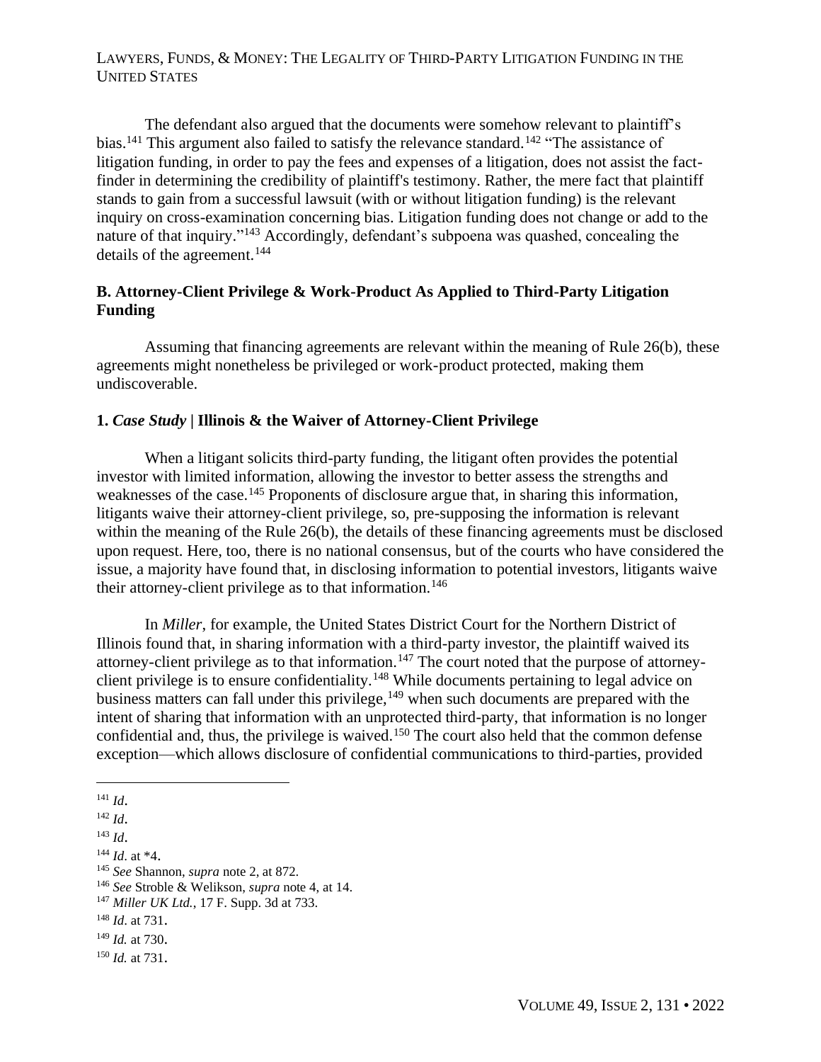The defendant also argued that the documents were somehow relevant to plaintiff's bias.[141] This argument also failed to satisfy the relevance standard.[142] "The assistance of litigation funding, in order to pay the fees and expenses of a litigation, does not assist the fact-finder in determining the credibility of plaintiff's testimony. Rather, the mere fact that plaintiff stands to gain from a successful lawsuit (with or without litigation funding) is the relevant inquiry on cross-examination concerning bias. Litigation funding does not change or add to the nature of that inquiry."[143] Accordingly, defendant's subpoena was quashed, concealing the details of the agreement.[144]

### B. Attorney-Client Privilege & Work-Product As Applied to Third-Party Litigation Funding

Assuming that financing agreements are relevant within the meaning of Rule 26(b), these agreements might nonetheless be privileged or work-product protected, making them undiscoverable.

#### 1. *Case Study* | Illinois & the Waiver of Attorney-Client Privilege

When a litigant solicits third-party funding, the litigant often provides the potential investor with limited information, allowing the investor to better assess the strengths and weaknesses of the case.[145] Proponents of disclosure argue that, in sharing this information, litigants waive their attorney-client privilege, so, pre-supposing the information is relevant within the meaning of the Rule 26(b), the details of these financing agreements must be disclosed upon request. Here, too, there is no national consensus, but of the courts who have considered the issue, a majority have found that, in disclosing information to potential investors, litigants waive their attorney-client privilege as to that information.[146]

In *Miller*, for example, the United States District Court for the Northern District of Illinois found that, in sharing information with a third-party investor, the plaintiff waived its attorney-client privilege as to that information.[147] The court noted that the purpose of attorney-client privilege is to ensure confidentiality.[148] While documents pertaining to legal advice on business matters can fall under this privilege,[149] when such documents are prepared with the intent of sharing that information with an unprotected third-party, that information is no longer confidential and, thus, the privilege is waived.[150] The court also held that the common defense exception—which allows disclosure of confidential communications to third-parties, provided

---

[141] *Id*.

[142] *Id*.

[143] *Id*.

[144] *Id*. at *4.

[145] *See* Shannon, *supra* note 2, at 872.

[146] *See* Stroble & Welikson, *supra* note 4, at 14.

[147] *Miller UK Ltd.*, 17 F. Supp. 3d at 733.

[148] *Id*. at 731.

[149] *Id.* at 730.

[150] *Id.* at 731.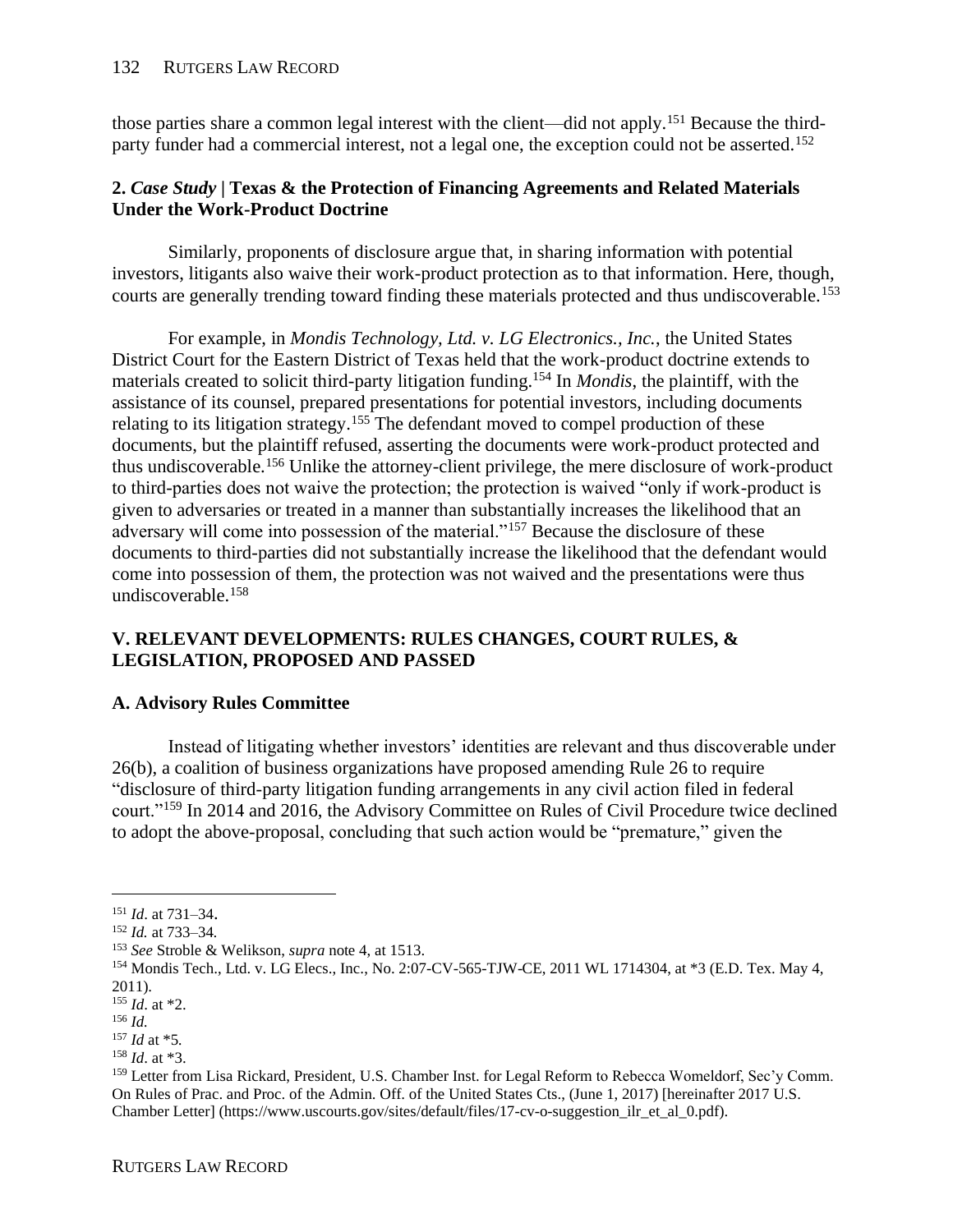those parties share a common legal interest with the client—did not apply.[151] Because the third-party funder had a commercial interest, not a legal one, the exception could not be asserted.[152]

### 2. *Case Study* | Texas & the Protection of Financing Agreements and Related Materials Under the Work-Product Doctrine

Similarly, proponents of disclosure argue that, in sharing information with potential investors, litigants also waive their work-product protection as to that information. Here, though, courts are generally trending toward finding these materials protected and thus undiscoverable.[153]

For example, in *Mondis Technology, Ltd. v. LG Electronics., Inc.*, the United States District Court for the Eastern District of Texas held that the work-product doctrine extends to materials created to solicit third-party litigation funding.[154] In *Mondis*, the plaintiff, with the assistance of its counsel, prepared presentations for potential investors, including documents relating to its litigation strategy.[155] The defendant moved to compel production of these documents, but the plaintiff refused, asserting the documents were work-product protected and thus undiscoverable.[156] Unlike the attorney-client privilege, the mere disclosure of work-product to third-parties does not waive the protection; the protection is waived "only if work-product is given to adversaries or treated in a manner than substantially increases the likelihood that an adversary will come into possession of the material."[157] Because the disclosure of these documents to third-parties did not substantially increase the likelihood that the defendant would come into possession of them, the protection was not waived and the presentations were thus undiscoverable.[158]

## V. RELEVANT DEVELOPMENTS: RULES CHANGES, COURT RULES, & LEGISLATION, PROPOSED AND PASSED

### A. Advisory Rules Committee

Instead of litigating whether investors' identities are relevant and thus discoverable under 26(b), a coalition of business organizations have proposed amending Rule 26 to require "disclosure of third-party litigation funding arrangements in any civil action filed in federal court."[159] In 2014 and 2016, the Advisory Committee on Rules of Civil Procedure twice declined to adopt the above-proposal, concluding that such action would be "premature," given the

---

[151] *Id*. at 731–34.

[152] *Id.* at 733–34.

[153] *See* Stroble & Welikson, *supra* note 4, at 1513.

[154] Mondis Tech., Ltd. v. LG Elecs., Inc., No. 2:07-CV-565-TJW-CE, 2011 WL 1714304, at *3 (E.D. Tex. May 4, 2011).

[155] *Id*. at *2.

[156] *Id.*

[157] *Id* at *5.

[158] *Id*. at *3.

[159] Letter from Lisa Rickard, President, U.S. Chamber Inst. for Legal Reform to Rebecca Womeldorf, Sec'y Comm. On Rules of Prac. and Proc. of the Admin. Off. of the United States Cts., (June 1, 2017) [hereinafter 2017 U.S. Chamber Letter] (https://www.uscourts.gov/sites/default/files/17-cv-o-suggestion_ilr_et_al_0.pdf).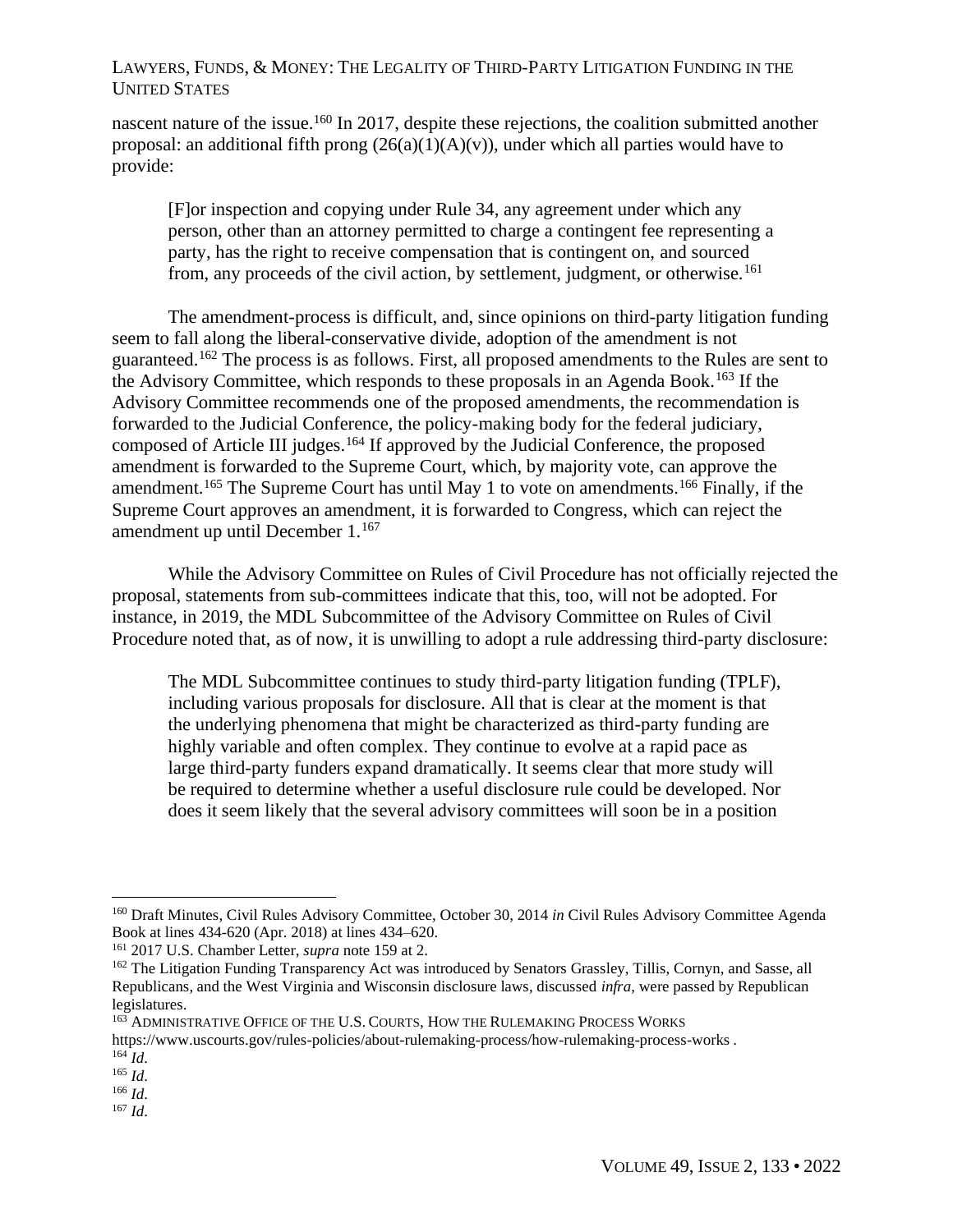nascent nature of the issue.[160] In 2017, despite these rejections, the coalition submitted another proposal: an additional fifth prong (26(a)(1)(A)(v)), under which all parties would have to provide:

> [F]or inspection and copying under Rule 34, any agreement under which any person, other than an attorney permitted to charge a contingent fee representing a party, has the right to receive compensation that is contingent on, and sourced from, any proceeds of the civil action, by settlement, judgment, or otherwise.[161]

The amendment-process is difficult, and, since opinions on third-party litigation funding seem to fall along the liberal-conservative divide, adoption of the amendment is not guaranteed.[162] The process is as follows. First, all proposed amendments to the Rules are sent to the Advisory Committee, which responds to these proposals in an Agenda Book.[163] If the Advisory Committee recommends one of the proposed amendments, the recommendation is forwarded to the Judicial Conference, the policy-making body for the federal judiciary, composed of Article III judges.[164] If approved by the Judicial Conference, the proposed amendment is forwarded to the Supreme Court, which, by majority vote, can approve the amendment.[165] The Supreme Court has until May 1 to vote on amendments.[166] Finally, if the Supreme Court approves an amendment, it is forwarded to Congress, which can reject the amendment up until December 1.[167]

While the Advisory Committee on Rules of Civil Procedure has not officially rejected the proposal, statements from sub-committees indicate that this, too, will not be adopted. For instance, in 2019, the MDL Subcommittee of the Advisory Committee on Rules of Civil Procedure noted that, as of now, it is unwilling to adopt a rule addressing third-party disclosure:

> The MDL Subcommittee continues to study third-party litigation funding (TPLF), including various proposals for disclosure. All that is clear at the moment is that the underlying phenomena that might be characterized as third-party funding are highly variable and often complex. They continue to evolve at a rapid pace as large third-party funders expand dramatically. It seems clear that more study will be required to determine whether a useful disclosure rule could be developed. Nor does it seem likely that the several advisory committees will soon be in a position

---

[160] Draft Minutes, Civil Rules Advisory Committee, October 30, 2014 *in* Civil Rules Advisory Committee Agenda Book at lines 434-620 (Apr. 2018) at lines 434–620.

[161] 2017 U.S. Chamber Letter, *supra* note 159 at 2.

[162] The Litigation Funding Transparency Act was introduced by Senators Grassley, Tillis, Cornyn, and Sasse, all Republicans, and the West Virginia and Wisconsin disclosure laws, discussed *infra*, were passed by Republican legislatures.

[163] ADMINISTRATIVE OFFICE OF THE U.S. COURTS, HOW THE RULEMAKING PROCESS WORKS https://www.uscourts.gov/rules-policies/about-rulemaking-process/how-rulemaking-process-works .

[164] *Id*.

[165] *Id*.

[166] *Id*.

[167] *Id*.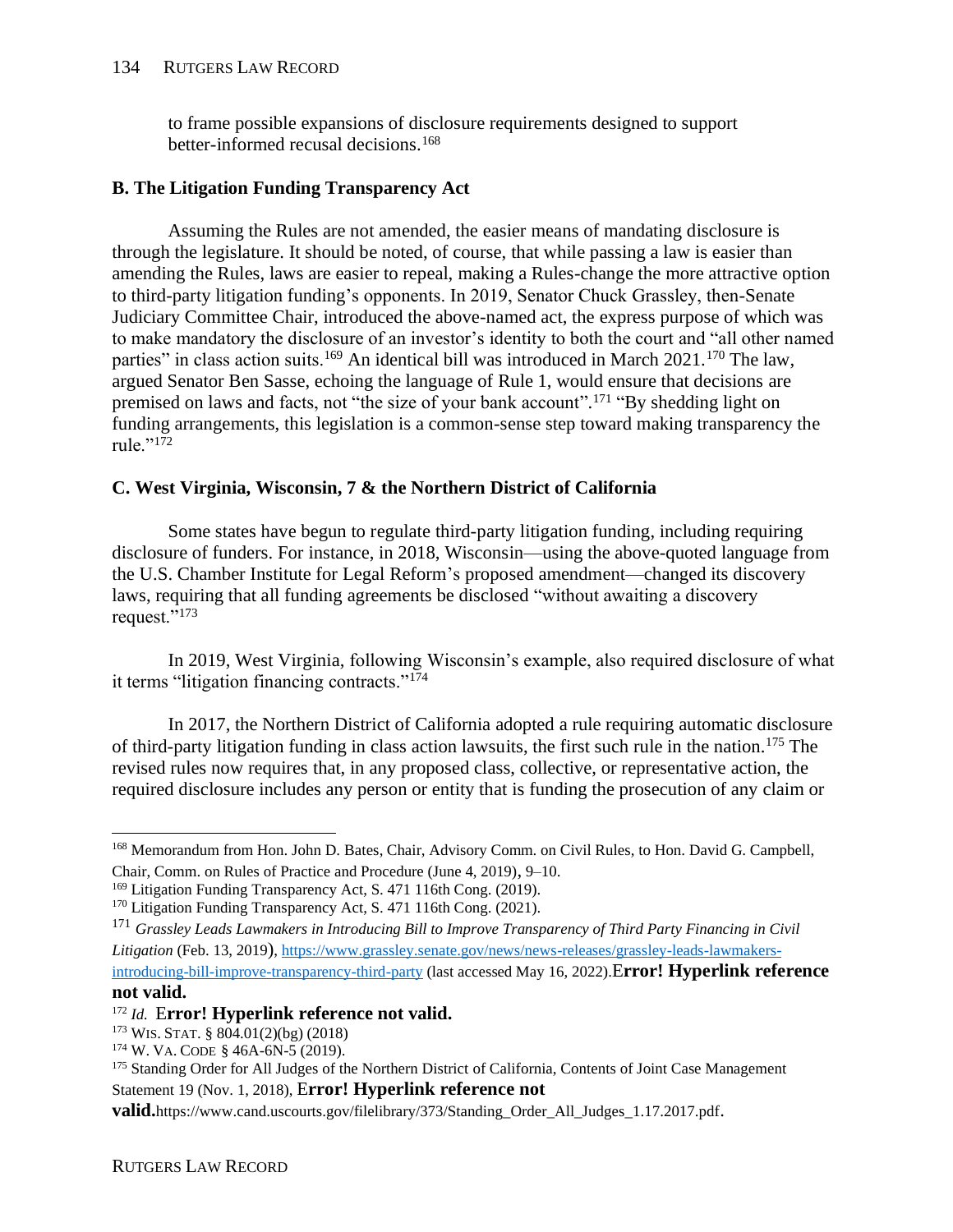to frame possible expansions of disclosure requirements designed to support better-informed recusal decisions.[168]

### B. The Litigation Funding Transparency Act

Assuming the Rules are not amended, the easier means of mandating disclosure is through the legislature. It should be noted, of course, that while passing a law is easier than amending the Rules, laws are easier to repeal, making a Rules-change the more attractive option to third-party litigation funding's opponents. In 2019, Senator Chuck Grassley, then-Senate Judiciary Committee Chair, introduced the above-named act, the express purpose of which was to make mandatory the disclosure of an investor's identity to both the court and "all other named parties" in class action suits.[169] An identical bill was introduced in March 2021.[170] The law, argued Senator Ben Sasse, echoing the language of Rule 1, would ensure that decisions are premised on laws and facts, not "the size of your bank account".[171] "By shedding light on funding arrangements, this legislation is a common-sense step toward making transparency the rule."[172]

### C. West Virginia, Wisconsin, 7 & the Northern District of California

Some states have begun to regulate third-party litigation funding, including requiring disclosure of funders. For instance, in 2018, Wisconsin—using the above-quoted language from the U.S. Chamber Institute for Legal Reform's proposed amendment—changed its discovery laws, requiring that all funding agreements be disclosed "without awaiting a discovery request."[173]

In 2019, West Virginia, following Wisconsin's example, also required disclosure of what it terms "litigation financing contracts."[174]

In 2017, the Northern District of California adopted a rule requiring automatic disclosure of third-party litigation funding in class action lawsuits, the first such rule in the nation.[175] The revised rules now requires that, in any proposed class, collective, or representative action, the required disclosure includes any person or entity that is funding the prosecution of any claim or

---

[168] Memorandum from Hon. John D. Bates, Chair, Advisory Comm. on Civil Rules, to Hon. David G. Campbell, Chair, Comm. on Rules of Practice and Procedure (June 4, 2019), 9–10.

[169] Litigation Funding Transparency Act, S. 471 116th Cong. (2019).

[170] Litigation Funding Transparency Act, S. 471 116th Cong. (2021).

[171] *Grassley Leads Lawmakers in Introducing Bill to Improve Transparency of Third Party Financing in Civil Litigation* (Feb. 13, 2019), https://www.grassley.senate.gov/news/news-releases/grassley-leads-lawmakers-introducing-bill-improve-transparency-third-party (last accessed May 16, 2022).**Error! Hyperlink reference not valid.**

[172] *Id.* **Error! Hyperlink reference not valid.**

[173] WIS. STAT. § 804.01(2)(bg) (2018)

[174] W. VA. CODE § 46A-6N-5 (2019).

[175] Standing Order for All Judges of the Northern District of California, Contents of Joint Case Management Statement 19 (Nov. 1, 2018), **Error! Hyperlink reference not valid.**https://www.cand.uscourts.gov/filelibrary/373/Standing_Order_All_Judges_1.17.2017.pdf.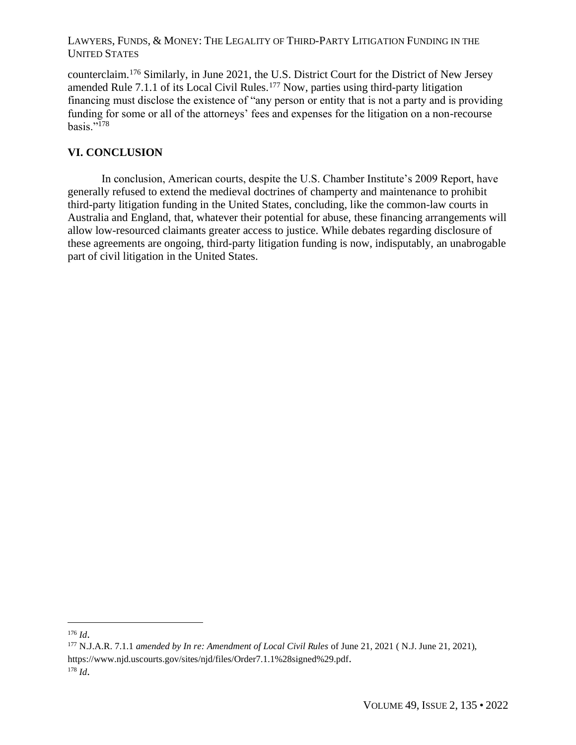counterclaim.[176] Similarly, in June 2021, the U.S. District Court for the District of New Jersey amended Rule 7.1.1 of its Local Civil Rules.[177] Now, parties using third-party litigation financing must disclose the existence of "any person or entity that is not a party and is providing funding for some or all of the attorneys' fees and expenses for the litigation on a non-recourse basis."[178]

## VI. CONCLUSION

In conclusion, American courts, despite the U.S. Chamber Institute's 2009 Report, have generally refused to extend the medieval doctrines of champerty and maintenance to prohibit third-party litigation funding in the United States, concluding, like the common-law courts in Australia and England, that, whatever their potential for abuse, these financing arrangements will allow low-resourced claimants greater access to justice. While debates regarding disclosure of these agreements are ongoing, third-party litigation funding is now, indisputably, an unabrogable part of civil litigation in the United States.

---

[176] *Id*.

[177] N.J.A.R. 7.1.1 *amended by In re: Amendment of Local Civil Rules* of June 21, 2021 ( N.J. June 21, 2021), https://www.njd.uscourts.gov/sites/njd/files/Order7.1.1%28signed%29.pdf.

[178] *Id*.